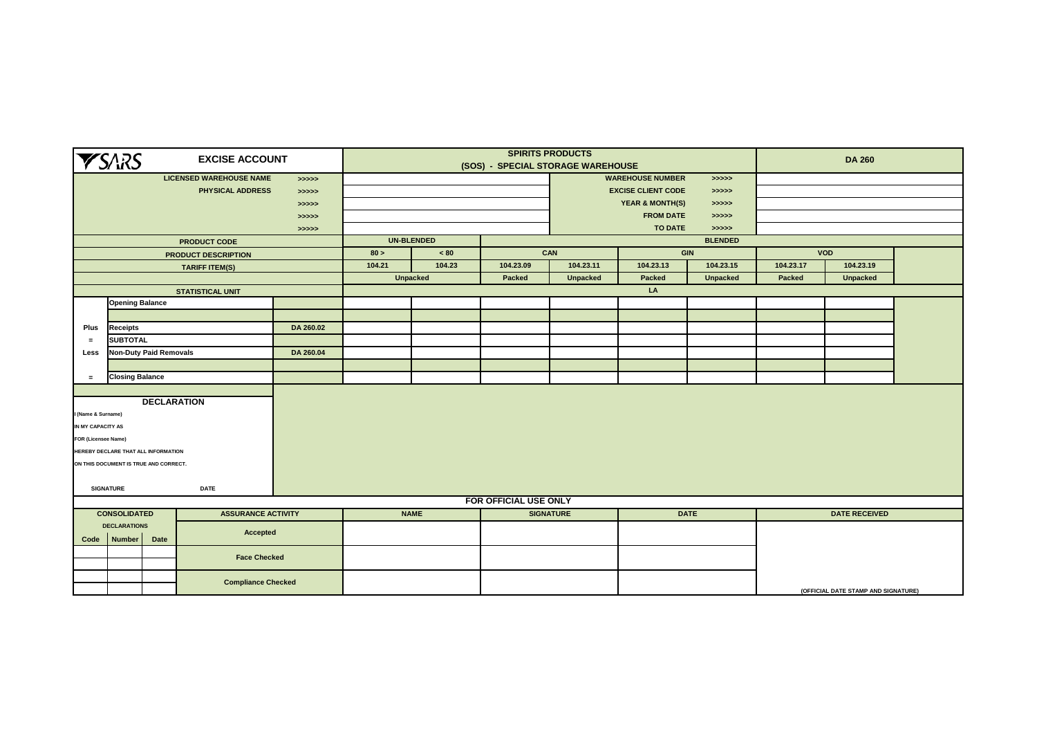# SARS EXCISE ACCOUNT

## SPIRITS PRODUCTS (SOS) - SPECIAL STORAGE WAREHOUSE

## DA 260

| | |
|---|---|
| LICENSED WAREHOUSE NAME >>>>> | |
| PHYSICAL ADDRESS >>>>> | |
| >>>>> | |
| >>>>> | |
| >>>>> | |

| | |
|---|---|
| WAREHOUSE NUMBER >>>>> | |
| EXCISE CLIENT CODE >>>>> | |
| YEAR & MONTH(S) >>>>> | |
| FROM DATE >>>>> | |
| TO DATE >>>>> | |

| | | | UN-BLENDED | | BLENDED | | | | | | |
|---|---|---|---|---|---|---|---|---|---|---|---|
| PRODUCT CODE | | | | | | | | | | | |
| PRODUCT DESCRIPTION | | | 80 > | < 80 | CAN | | GIN | | VOD | | |
| TARIFF ITEM(S) | | | 104.21 | 104.23 | 104.23.09 | 104.23.11 | 104.23.13 | 104.23.15 | 104.23.17 | 104.23.19 | |
| | | | Unpacked | | Packed | Unpacked | Packed | Unpacked | Packed | Unpacked | |
| STATISTICAL UNIT | | | LA | | | | | | | | |
| | Opening Balance | | | | | | | | | | |
| | | | | | | | | | | | |
| Plus | Receipts | DA 260.02 | | | | | | | | | |
| = | SUBTOTAL | | | | | | | | | | |
| Less | Non-Duty Paid Removals | DA 260.04 | | | | | | | | | |
| | | | | | | | | | | | |
| = | Closing Balance | | | | | | | | | | |

### DECLARATION

I (Name & Surname)

IN MY CAPACITY AS

FOR (Licensee Name)

HEREBY DECLARE THAT ALL INFORMATION

ON THIS DOCUMENT IS TRUE AND CORRECT.

SIGNATURE DATE

### FOR OFFICIAL USE ONLY

| CONSOLIDATED DECLARATIONS | | | ASSURANCE ACTIVITY | NAME | SIGNATURE | DATE | DATE RECEIVED |
|---|---|---|---|---|---|---|---|
| Code | Number | Date | Accepted | | | | |
| | | | Face Checked | | | | |
| | | | | | | | |
| | | | Compliance Checked | | | | |
| | | | | | | | (OFFICIAL DATE STAMP AND SIGNATURE) |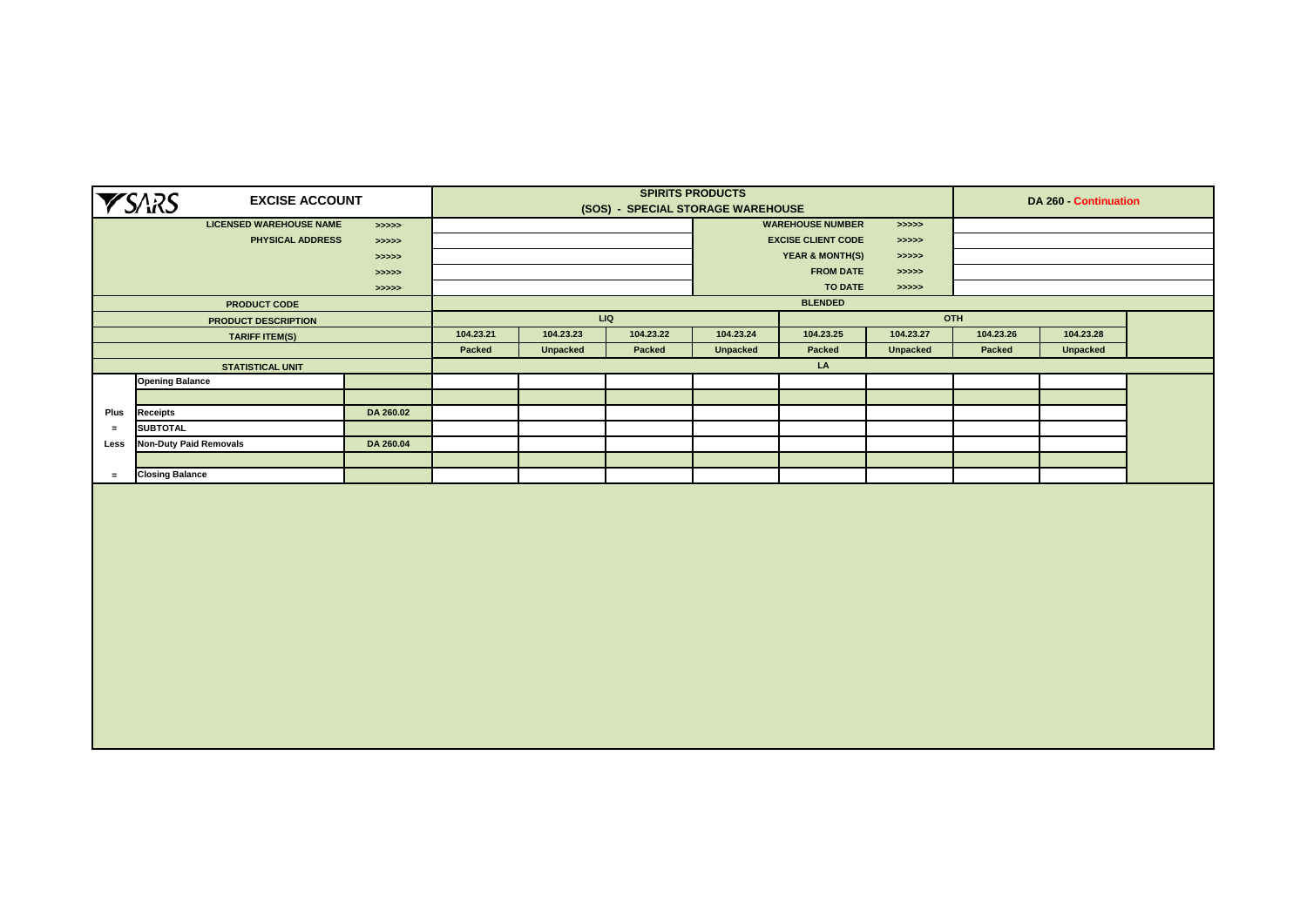| SARS EXCISE ACCOUNT | | | SPIRITS PRODUCTS (SOS) - SPECIAL STORAGE WAREHOUSE | | | | | | DA 260 - Continuation | | |
|---|---|---|---|---|---|---|---|---|---|---|---|
| LICENSED WAREHOUSE NAME | | >>>>> | | | | WAREHOUSE NUMBER | | >>>>> | | | |
| PHYSICAL ADDRESS | | >>>>> | | | | EXCISE CLIENT CODE | | >>>>> | | | |
| | | >>>>> | | | | YEAR & MONTH(S) | | >>>>> | | | |
| | | >>>>> | | | | FROM DATE | | >>>>> | | | |
| | | >>>>> | | | | TO DATE | | >>>>> | | | |
| PRODUCT CODE | | | BLENDED | | | | | | | | |
| PRODUCT DESCRIPTION | | | LIQ | | | | OTH | | | | |
| TARIFF ITEM(S) | | | 104.23.21 | 104.23.23 | 104.23.22 | 104.23.24 | 104.23.25 | 104.23.27 | 104.23.26 | 104.23.28 | |
| | | | Packed | Unpacked | Packed | Unpacked | Packed | Unpacked | Packed | Unpacked | |
| STATISTICAL UNIT | | | LA | | | | | | | | |
| | Opening Balance | | | | | | | | | | |
| | | | | | | | | | | | |
| Plus | Receipts | DA 260.02 | | | | | | | | | |
| = | SUBTOTAL | | | | | | | | | | |
| Less | Non-Duty Paid Removals | DA 260.04 | | | | | | | | | |
| | | | | | | | | | | | |
| = | Closing Balance | | | | | | | | | | |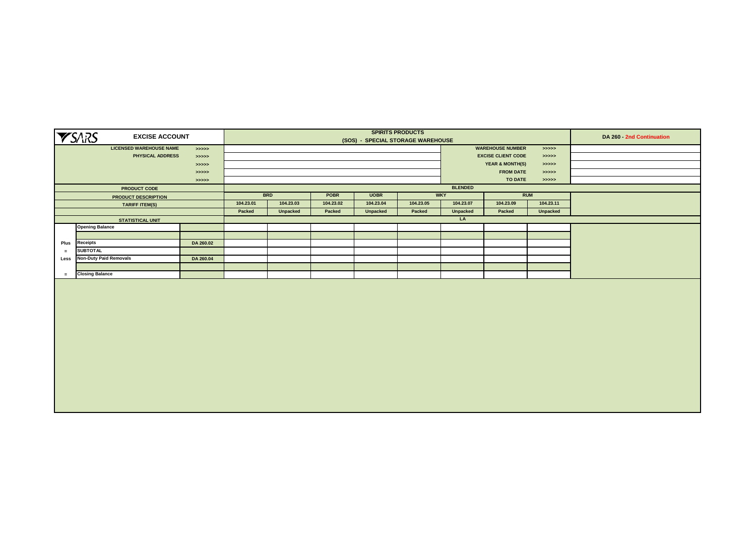| SARS EXCISE ACCOUNT | | | SPIRITS PRODUCTS (SOS) - SPECIAL STORAGE WAREHOUSE | | | | | | | | DA 260 - 2nd Continuation |
|---|---|---|---|---|---|---|---|---|---|---|---|
| LICENSED WAREHOUSE NAME | | >>>>> | | | | | | WAREHOUSE NUMBER | | >>>>> | |
| PHYSICAL ADDRESS | | >>>>> | | | | | | EXCISE CLIENT CODE | | >>>>> | |
| | | >>>>> | | | | | | YEAR & MONTH(S) | | >>>>> | |
| | | >>>>> | | | | | | FROM DATE | | >>>>> | |
| | | >>>>> | | | | | | TO DATE | | >>>>> | |
| PRODUCT CODE | | | BLENDED | | | | | | | | |
| PRODUCT DESCRIPTION | | | BRD | | POBR | UOBR | WKY | | RUM | | |
| TARIFF ITEM(S) | | | 104.23.01 | 104.23.03 | 104.23.02 | 104.23.04 | 104.23.05 | 104.23.07 | 104.23.09 | 104.23.11 | |
| | | | Packed | Unpacked | Packed | Unpacked | Packed | Unpacked | Packed | Unpacked | |
| STATISTICAL UNIT | | | LA | | | | | | | | |
| | Opening Balance | | | | | | | | | | |
| | | | | | | | | | | | |
| Plus | Receipts | DA 260.02 | | | | | | | | | |
| = | SUBTOTAL | | | | | | | | | | |
| Less | Non-Duty Paid Removals | DA 260.04 | | | | | | | | | |
| | | | | | | | | | | | |
| = | Closing Balance | | | | | | | | | | |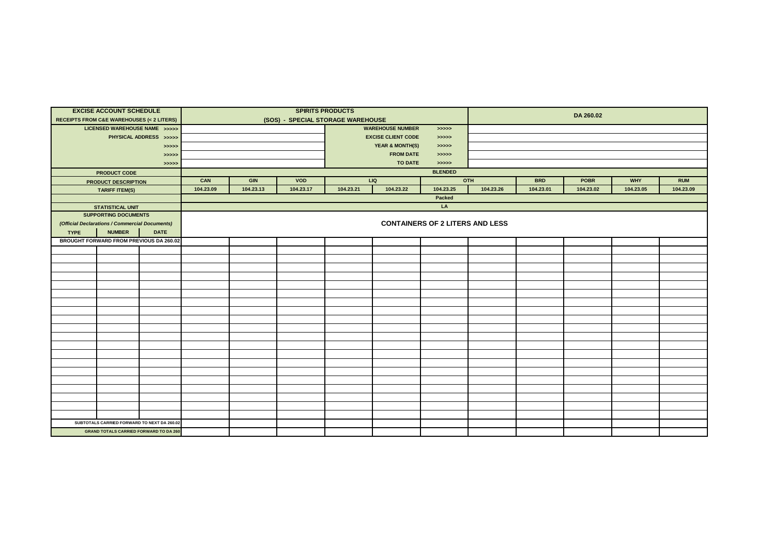| EXCISE ACCOUNT SCHEDULE RECEIPTS FROM C&E WAREHOUSES (< 2 LITERS) | | | SPIRITS PRODUCTS (SOS) - SPECIAL STORAGE WAREHOUSE | | | | | | DA 260.02 | | | | |
|---|---|---|---|---|---|---|---|---|---|---|---|---|---|
| LICENSED WAREHOUSE NAME >>>>> | | | | | | WAREHOUSE NUMBER | | >>>>> | | | | | |
| PHYSICAL ADDRESS >>>>> | | | | | | EXCISE CLIENT CODE | | >>>>> | | | | | |
| >>>>> | | | | | | YEAR & MONTH(S) | | >>>>> | | | | | |
| >>>>> | | | | | | FROM DATE | | >>>>> | | | | | |
| >>>>> | | | | | | TO DATE | | >>>>> | | | | | |
| PRODUCT CODE | | | BLENDED | | | | | | | | | | |
| PRODUCT DESCRIPTION | | | CAN | GIN | VOD | LIQ | | OTH | | BRD | POBR | WHY | RUM |
| TARIFF ITEM(S) | | | 104.23.09 | 104.23.13 | 104.23.17 | 104.23.21 | 104.23.22 | 104.23.25 | 104.23.26 | 104.23.01 | 104.23.02 | 104.23.05 | 104.23.09 |
| | | | Packed | | | | | | | | | | |
| STATISTICAL UNIT | | | LA | | | | | | | | | | |
| SUPPORTING DOCUMENTS *(Official Declarations / Commercial Documents)* | | | CONTAINERS OF 2 LITERS AND LESS | | | | | | | | | | |
| TYPE | NUMBER | DATE | | | | | | | | | | | |
| BROUGHT FORWARD FROM PREVIOUS DA 260.02 | | | | | | | | | | | | | |
| | | | | | | | | | | | | | |
| | | | | | | | | | | | | | |
| | | | | | | | | | | | | | |
| | | | | | | | | | | | | | |
| | | | | | | | | | | | | | |
| | | | | | | | | | | | | | |
| | | | | | | | | | | | | | |
| | | | | | | | | | | | | | |
| | | | | | | | | | | | | | |
| | | | | | | | | | | | | | |
| | | | | | | | | | | | | | |
| | | | | | | | | | | | | | |
| | | | | | | | | | | | | | |
| | | | | | | | | | | | | | |
| | | | | | | | | | | | | | |
| | | | | | | | | | | | | | |
| | | | | | | | | | | | | | |
| | | | | | | | | | | | | | |
| | | | | | | | | | | | | | |
| | | | | | | | | | | | | | |
| SUBTOTALS CARRIED FORWARD TO NEXT DA 260.02 | | | | | | | | | | | | | |
| GRAND TOTALS CARRIED FORWARD TO DA 260 | | | | | | | | | | | | | |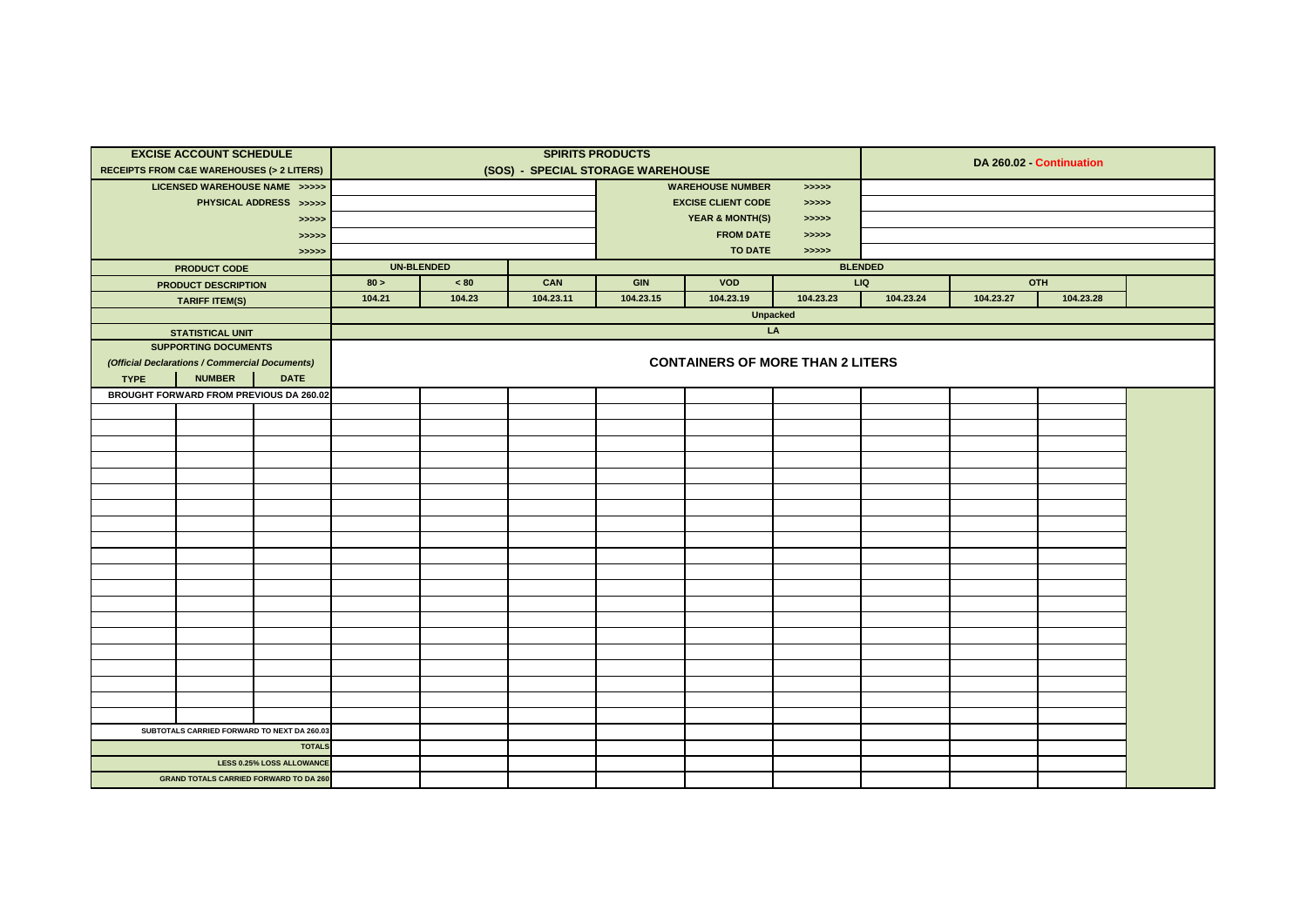| EXCISE ACCOUNT SCHEDULE<br>RECEIPTS FROM C&E WAREHOUSES (> 2 LITERS) | | | SPIRITS PRODUCTS<br>(SOS) - SPECIAL STORAGE WAREHOUSE | | | | | | DA 260.02 - Continuation | | | |
|---|---|---|---|---|---|---|---|---|---|---|---|---|
| LICENSED WAREHOUSE NAME >>>>> | | | | | | WAREHOUSE NUMBER | | >>>>> | | | | |
| PHYSICAL ADDRESS >>>>> | | | | | | EXCISE CLIENT CODE | | >>>>> | | | | |
| >>>>> | | | | | | YEAR & MONTH(S) | | >>>>> | | | | |
| >>>>> | | | | | | FROM DATE | | >>>>> | | | | |
| >>>>> | | | | | | TO DATE | | >>>>> | | | | |
| PRODUCT CODE | | | UN-BLENDED | | BLENDED | | | | | | | |
| PRODUCT DESCRIPTION | | | 80 > | < 80 | CAN | GIN | VOD | LIQ | | OTH | | |
| TARIFF ITEM(S) | | | 104.21 | 104.23 | 104.23.11 | 104.23.15 | 104.23.19 | 104.23.23 | 104.23.24 | 104.23.27 | 104.23.28 | |
| | | | Unpacked | | | | | | | | | |
| STATISTICAL UNIT | | | LA | | | | | | | | | |
| SUPPORTING DOCUMENTS<br>*(Official Declarations / Commercial Documents)* | | | CONTAINERS OF MORE THAN 2 LITERS | | | | | | | | | |
| TYPE | NUMBER | DATE | | | | | | | | | | |
| BROUGHT FORWARD FROM PREVIOUS DA 260.02 | | | | | | | | | | | | |
| | | | | | | | | | | | | |
| | | | | | | | | | | | | |
| | | | | | | | | | | | | |
| | | | | | | | | | | | | |
| | | | | | | | | | | | | |
| | | | | | | | | | | | | |
| | | | | | | | | | | | | |
| | | | | | | | | | | | | |
| | | | | | | | | | | | | |
| | | | | | | | | | | | | |
| | | | | | | | | | | | | |
| | | | | | | | | | | | | |
| | | | | | | | | | | | | |
| | | | | | | | | | | | | |
| | | | | | | | | | | | | |
| | | | | | | | | | | | | |
| | | | | | | | | | | | | |
| | | | | | | | | | | | | |
| | | | | | | | | | | | | |
| | | | | | | | | | | | | |
| SUBTOTALS CARRIED FORWARD TO NEXT DA 260.03 | | | | | | | | | | | | |
| TOTALS | | | | | | | | | | | | |
| LESS 0.25% LOSS ALLOWANCE | | | | | | | | | | | | |
| GRAND TOTALS CARRIED FORWARD TO DA 260 | | | | | | | | | | | | |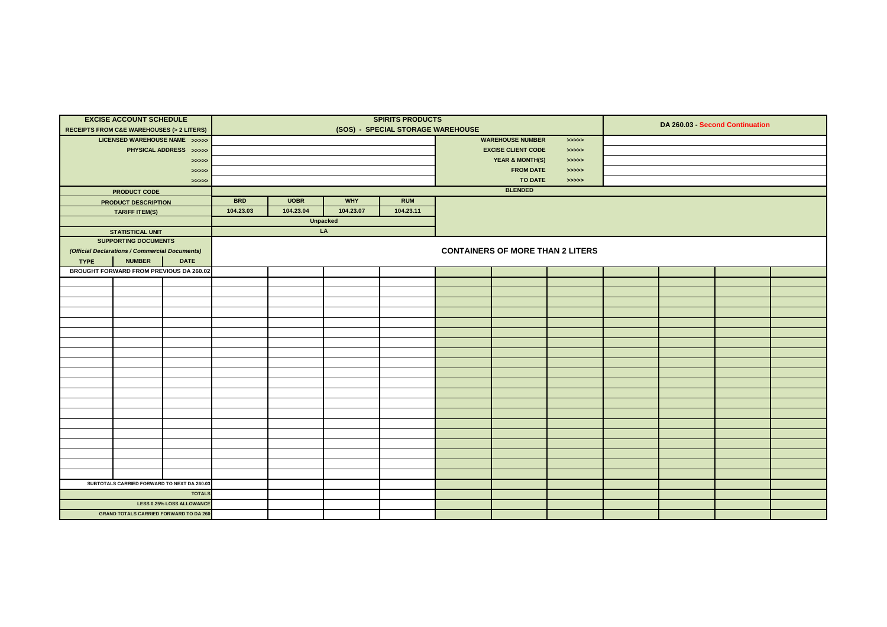| EXCISE ACCOUNT SCHEDULE<br>RECEIPTS FROM C&E WAREHOUSES (> 2 LITERS) | | | SPIRITS PRODUCTS<br>(SOS) - SPECIAL STORAGE WAREHOUSE | | | | | | | DA 260.03 - Second Continuation | | | |
|---|---|---|---|---|---|---|---|---|---|---|---|---|---|
| LICENSED WAREHOUSE NAME >>>>> | | | | | | | WAREHOUSE NUMBER | | >>>>> | | | | |
| PHYSICAL ADDRESS >>>>> | | | | | | | EXCISE CLIENT CODE | | >>>>> | | | | |
| >>>>> | | | | | | | YEAR & MONTH(S) | | >>>>> | | | | |
| >>>>> | | | | | | | FROM DATE | | >>>>> | | | | |
| >>>>> | | | | | | | TO DATE | | >>>>> | | | | |
| PRODUCT CODE | | | BLENDED | | | | | | | | | | |
| PRODUCT DESCRIPTION | | | BRD | UOBR | WHY | RUM | | | | | | | |
| TARIFF ITEM(S) | | | 104.23.03 | 104.23.04 | 104.23.07 | 104.23.11 | | | | | | | |
| | | | Unpacked | | | | | | | | | | |
| STATISTICAL UNIT | | | LA | | | | | | | | | | |
| SUPPORTING DOCUMENTS<br>*(Official Declarations / Commercial Documents)* | | | CONTAINERS OF MORE THAN 2 LITERS | | | | | | | | | | |
| TYPE | NUMBER | DATE | | | | | | | | | | | |
| BROUGHT FORWARD FROM PREVIOUS DA 260.02 | | | | | | | | | | | | | |
| | | | | | | | | | | | | | |
| | | | | | | | | | | | | | |
| | | | | | | | | | | | | | |
| | | | | | | | | | | | | | |
| | | | | | | | | | | | | | |
| | | | | | | | | | | | | | |
| | | | | | | | | | | | | | |
| | | | | | | | | | | | | | |
| | | | | | | | | | | | | | |
| | | | | | | | | | | | | | |
| | | | | | | | | | | | | | |
| | | | | | | | | | | | | | |
| | | | | | | | | | | | | | |
| | | | | | | | | | | | | | |
| | | | | | | | | | | | | | |
| | | | | | | | | | | | | | |
| | | | | | | | | | | | | | |
| | | | | | | | | | | | | | |
| | | | | | | | | | | | | | |
| | | | | | | | | | | | | | |
| SUBTOTALS CARRIED FORWARD TO NEXT DA 260.03 | | | | | | | | | | | | | |
| TOTALS | | | | | | | | | | | | | |
| LESS 0.25% LOSS ALLOWANCE | | | | | | | | | | | | | |
| GRAND TOTALS CARRIED FORWARD TO DA 260 | | | | | | | | | | | | | |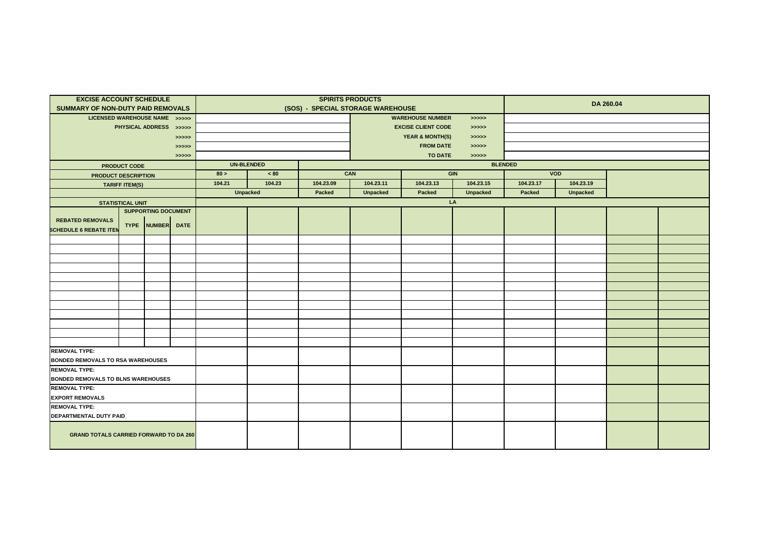| EXCISE ACCOUNT SCHEDULE<br>SUMMARY OF NON-DUTY PAID REMOVALS | | | | SPIRITS PRODUCTS<br>(SOS) - SPECIAL STORAGE WAREHOUSE | | | | | | DA 260.04 | | | |
|---|---|---|---|---|---|---|---|---|---|---|---|---|---|
| LICENSED WAREHOUSE NAME >>>>> | | | | | | | WAREHOUSE NUMBER >>>>> | | | | | | |
| PHYSICAL ADDRESS >>>>> | | | | | | | EXCISE CLIENT CODE >>>>> | | | | | | |
| >>>>> | | | | | | | YEAR & MONTH(S) >>>>> | | | | | | |
| >>>>> | | | | | | | FROM DATE >>>>> | | | | | | |
| >>>>> | | | | | | | TO DATE >>>>> | | | | | | |
| PRODUCT CODE | | | | UN-BLENDED | | BLENDED | | | | | | | |
| PRODUCT DESCRIPTION | | | | 80 > | < 80 | CAN | | GIN | | VOD | | | |
| TARIFF ITEM(S) | | | | 104.21 | 104.23 | 104.23.09 | 104.23.11 | 104.23.13 | 104.23.15 | 104.23.17 | 104.23.19 | | |
| | | | | Unpacked | | Packed | Unpacked | Packed | Unpacked | Packed | Unpacked | | |
| STATISTICAL UNIT | | | | LA | | | | | | | | | |
| REBATED REMOVALS<br>SCHEDULE 6 REBATE ITEM | SUPPORTING DOCUMENT | | | | | | | | | | | | |
| | TYPE | NUMBER | DATE | | | | | | | | | | |
| | | | | | | | | | | | | | |
| | | | | | | | | | | | | | |
| | | | | | | | | | | | | | |
| | | | | | | | | | | | | | |
| | | | | | | | | | | | | | |
| | | | | | | | | | | | | | |
| | | | | | | | | | | | | | |
| | | | | | | | | | | | | | |
| | | | | | | | | | | | | | |
| | | | | | | | | | | | | | |
| | | | | | | | | | | | | | |
| | | | | | | | | | | | | | |
| REMOVAL TYPE:<br>BONDED REMOVALS TO RSA WAREHOUSES | | | | | | | | | | | | | |
| REMOVAL TYPE:<br>BONDED REMOVALS TO BLNS WAREHOUSES | | | | | | | | | | | | | |
| REMOVAL TYPE:<br>EXPORT REMOVALS | | | | | | | | | | | | | |
| REMOVAL TYPE:<br>DEPARTMENTAL DUTY PAID | | | | | | | | | | | | | |
| GRAND TOTALS CARRIED FORWARD TO DA 260 | | | | | | | | | | | | | |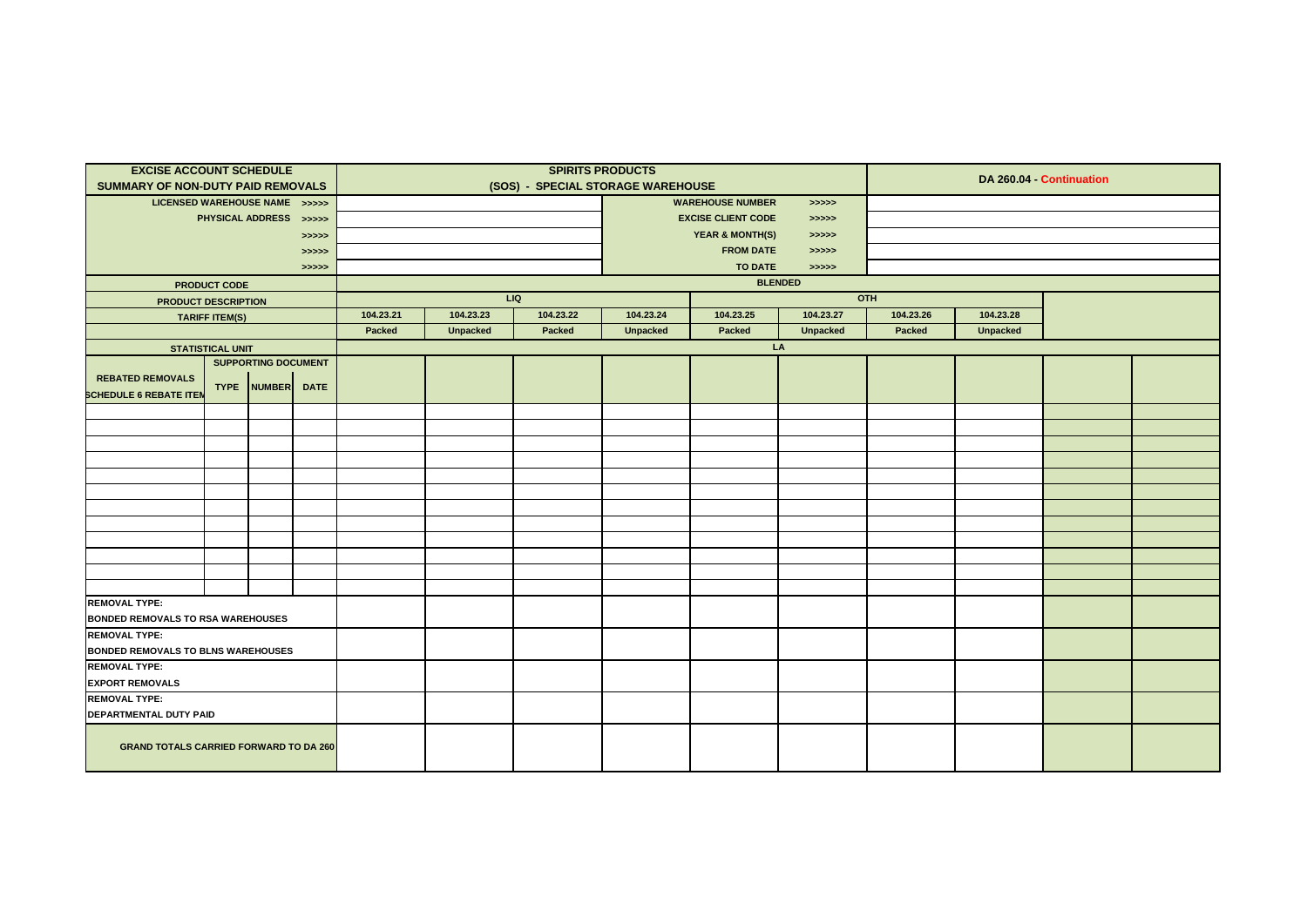| EXCISE ACCOUNT SCHEDULE SUMMARY OF NON-DUTY PAID REMOVALS | | | | SPIRITS PRODUCTS (SOS) - SPECIAL STORAGE WAREHOUSE | | | | | | DA 260.04 - Continuation | | | |
|---|---|---|---|---|---|---|---|---|---|---|---|---|---|
| LICENSED WAREHOUSE NAME >>>>> | | | | | | | | WAREHOUSE NUMBER >>>>> | | | | | |
| PHYSICAL ADDRESS >>>>> | | | | | | | | EXCISE CLIENT CODE >>>>> | | | | | |
| >>>>> | | | | | | | | YEAR & MONTH(S) >>>>> | | | | | |
| >>>>> | | | | | | | | FROM DATE >>>>> | | | | | |
| >>>>> | | | | | | | | TO DATE >>>>> | | | | | |
| PRODUCT CODE | | | | BLENDED | | | | | | | | | |
| PRODUCT DESCRIPTION | | | | LIQ | | | | OTH | | | | | |
| TARIFF ITEM(S) | | | | 104.23.21 | 104.23.23 | 104.23.22 | 104.23.24 | 104.23.25 | 104.23.27 | 104.23.26 | 104.23.28 | | |
| | | | | Packed | Unpacked | Packed | Unpacked | Packed | Unpacked | Packed | Unpacked | | |
| STATISTICAL UNIT | | | | LA | | | | | | | | | |
| REBATED REMOVALS SCHEDULE 6 REBATE ITEM | SUPPORTING DOCUMENT TYPE | NUMBER | DATE | | | | | | | | | | |
| | | | | | | | | | | | | | |
| | | | | | | | | | | | | | |
| | | | | | | | | | | | | | |
| | | | | | | | | | | | | | |
| | | | | | | | | | | | | | |
| | | | | | | | | | | | | | |
| | | | | | | | | | | | | | |
| | | | | | | | | | | | | | |
| | | | | | | | | | | | | | |
| | | | | | | | | | | | | | |
| | | | | | | | | | | | | | |
| | | | | | | | | | | | | | |
| REMOVAL TYPE: BONDED REMOVALS TO RSA WAREHOUSES | | | | | | | | | | | | | |
| REMOVAL TYPE: BONDED REMOVALS TO BLNS WAREHOUSES | | | | | | | | | | | | | |
| REMOVAL TYPE: EXPORT REMOVALS | | | | | | | | | | | | | |
| REMOVAL TYPE: DEPARTMENTAL DUTY PAID | | | | | | | | | | | | | |
| GRAND TOTALS CARRIED FORWARD TO DA 260 | | | | | | | | | | | | | |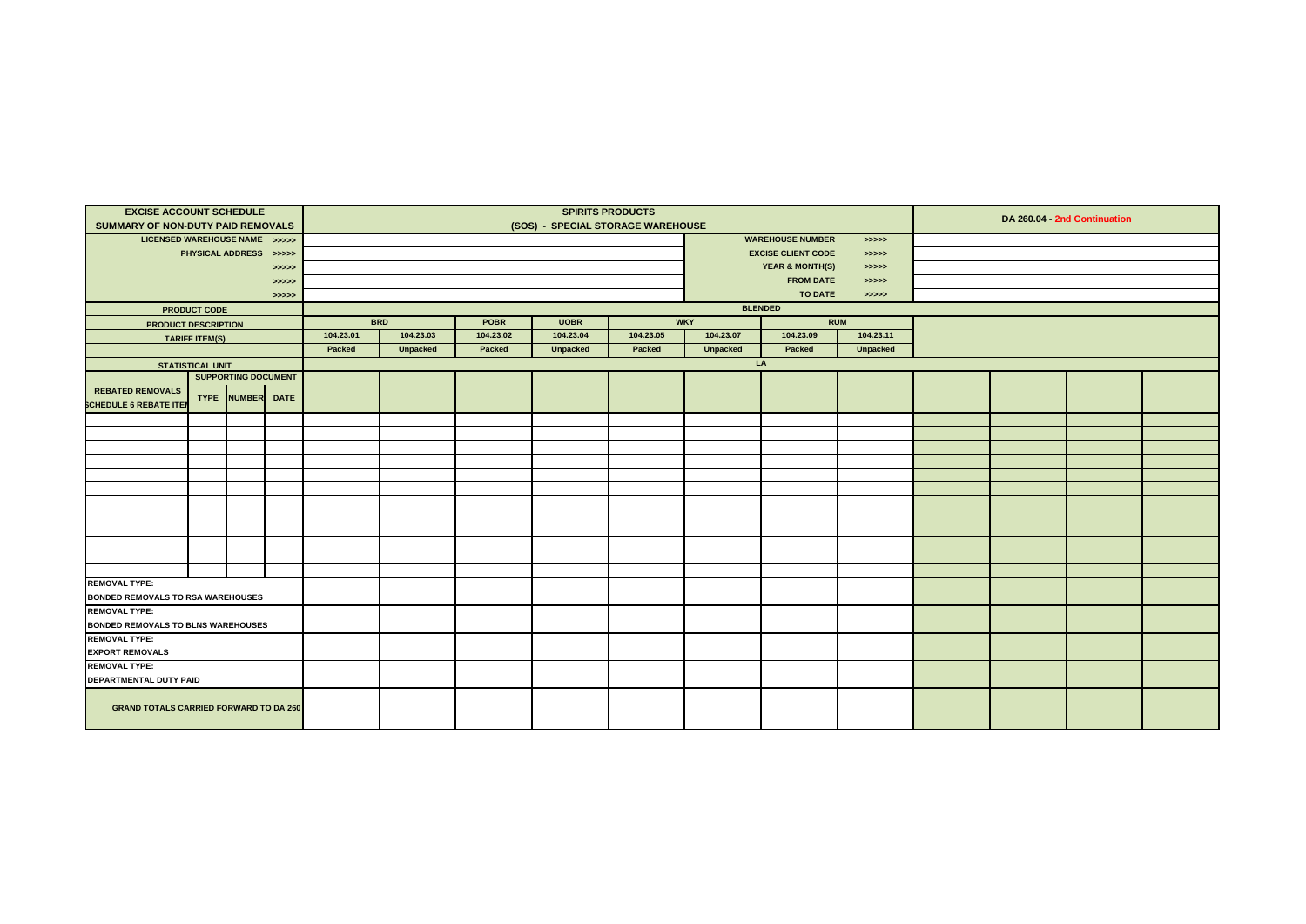| EXCISE ACCOUNT SCHEDULE SUMMARY OF NON-DUTY PAID REMOVALS | | | | SPIRITS PRODUCTS (SOS) - SPECIAL STORAGE WAREHOUSE | | | | | | | | DA 260.04 - 2nd Continuation | | | |
|---|---|---|---|---|---|---|---|---|---|---|---|---|---|---|---|
| LICENSED WAREHOUSE NAME >>>>> | | | | | | | | | WAREHOUSE NUMBER >>>>> | | | | | | |
| PHYSICAL ADDRESS >>>>> | | | | | | | | | EXCISE CLIENT CODE >>>>> | | | | | | |
| >>>>> | | | | | | | | | YEAR & MONTH(S) >>>>> | | | | | | |
| >>>>> | | | | | | | | | FROM DATE >>>>> | | | | | | |
| >>>>> | | | | | | | | | TO DATE >>>>> | | | | | | |
| PRODUCT CODE | | | | BLENDED | | | | | | | | | | | |
| PRODUCT DESCRIPTION | | | | BRD | | POBR | UOBR | WKY | | RUM | | | | | |
| TARIFF ITEM(S) | | | | 104.23.01 | 104.23.03 | 104.23.02 | 104.23.04 | 104.23.05 | 104.23.07 | 104.23.09 | 104.23.11 | | | | |
| | | | | Packed | Unpacked | Packed | Unpacked | Packed | Unpacked | Packed | Unpacked | | | | |
| STATISTICAL UNIT | | | | LA | | | | | | | | | | | |
| REBATED REMOVALS SCHEDULE 6 REBATE ITEM | SUPPORTING DOCUMENT TYPE | NUMBER | DATE | | | | | | | | | | | | |
| | | | | | | | | | | | | | | | |
| | | | | | | | | | | | | | | | |
| | | | | | | | | | | | | | | | |
| | | | | | | | | | | | | | | | |
| | | | | | | | | | | | | | | | |
| | | | | | | | | | | | | | | | |
| | | | | | | | | | | | | | | | |
| | | | | | | | | | | | | | | | |
| | | | | | | | | | | | | | | | |
| | | | | | | | | | | | | | | | |
| | | | | | | | | | | | | | | | |
| | | | | | | | | | | | | | | | |
| REMOVAL TYPE: BONDED REMOVALS TO RSA WAREHOUSES | | | | | | | | | | | | | | | |
| REMOVAL TYPE: BONDED REMOVALS TO BLNS WAREHOUSES | | | | | | | | | | | | | | | |
| REMOVAL TYPE: EXPORT REMOVALS | | | | | | | | | | | | | | | |
| REMOVAL TYPE: DEPARTMENTAL DUTY PAID | | | | | | | | | | | | | | | |
| GRAND TOTALS CARRIED FORWARD TO DA 260 | | | | | | | | | | | | | | | |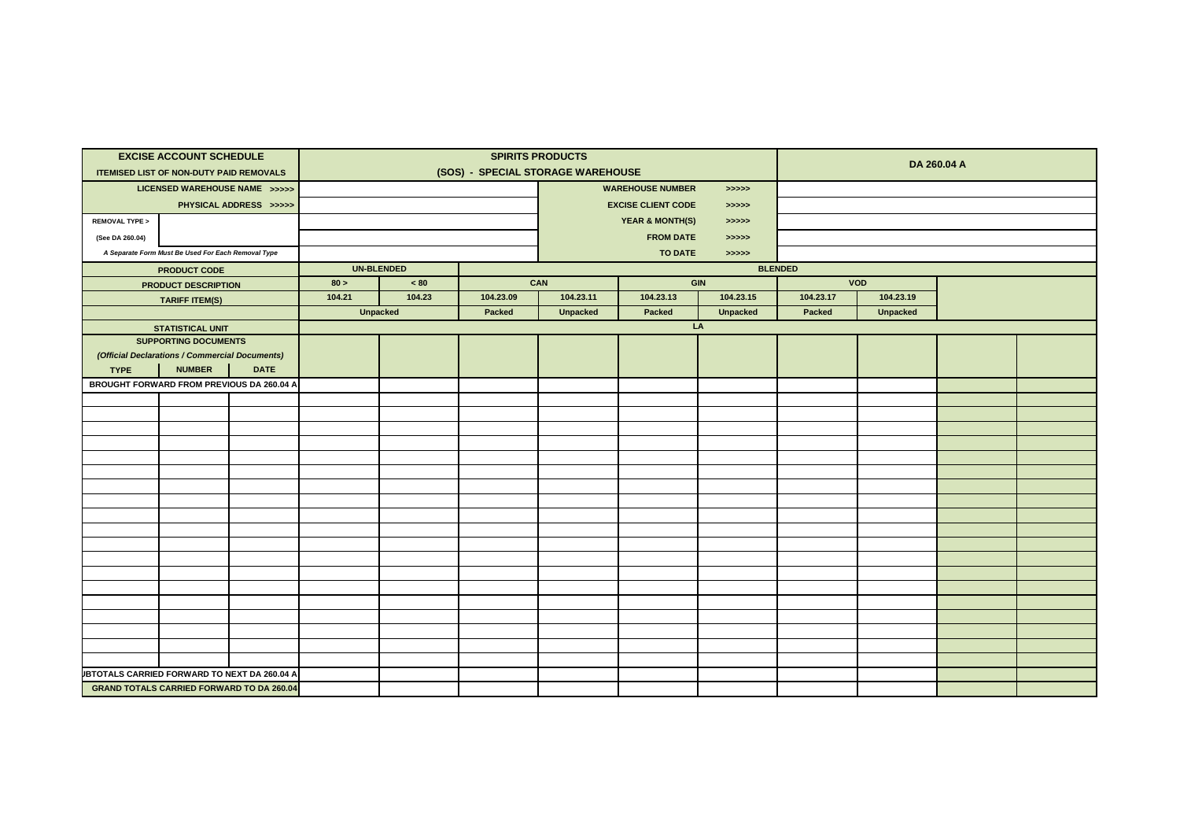| EXCISE ACCOUNT SCHEDULE<br>ITEMISED LIST OF NON-DUTY PAID REMOVALS | | | SPIRITS PRODUCTS<br>(SOS) - SPECIAL STORAGE WAREHOUSE | | | | | | | | DA 260.04 A | |
|---|---|---|---|---|---|---|---|---|---|---|---|---|
| LICENSED WAREHOUSE NAME >>>>> | | | | | | | WAREHOUSE NUMBER >>>>> | | | | | |
| PHYSICAL ADDRESS >>>>> | | | | | | | EXCISE CLIENT CODE >>>>> | | | | | |
| REMOVAL TYPE > | | | | | | | YEAR & MONTH(S) >>>>> | | | | | |
| (See DA 260.04) | | | | | | | FROM DATE >>>>> | | | | | |
| *A Separate Form Must Be Used For Each Removal Type* | | | | | | | TO DATE >>>>> | | | | | |
| PRODUCT CODE | | | UN-BLENDED | | BLENDED | | | | | | | |
| PRODUCT DESCRIPTION | | | 80 > | < 80 | CAN | | GIN | | VOD | | | |
| TARIFF ITEM(S) | | | 104.21 | 104.23 | 104.23.09 | 104.23.11 | 104.23.13 | 104.23.15 | 104.23.17 | 104.23.19 | | |
| | | | Unpacked | | Packed | Unpacked | Packed | Unpacked | Packed | Unpacked | | |
| STATISTICAL UNIT | | | LA | | | | | | | | | |
| SUPPORTING DOCUMENTS<br>*(Official Declarations / Commercial Documents)* | | | | | | | | | | | | |
| TYPE | NUMBER | DATE | | | | | | | | | | |
| BROUGHT FORWARD FROM PREVIOUS DA 260.04 A | | | | | | | | | | | | |
| | | | | | | | | | | | | |
| | | | | | | | | | | | | |
| | | | | | | | | | | | | |
| | | | | | | | | | | | | |
| | | | | | | | | | | | | |
| | | | | | | | | | | | | |
| | | | | | | | | | | | | |
| | | | | | | | | | | | | |
| | | | | | | | | | | | | |
| | | | | | | | | | | | | |
| | | | | | | | | | | | | |
| | | | | | | | | | | | | |
| | | | | | | | | | | | | |
| | | | | | | | | | | | | |
| | | | | | | | | | | | | |
| | | | | | | | | | | | | |
| | | | | | | | | | | | | |
| | | | | | | | | | | | | |
| | | | | | | | | | | | | |
| SUBTOTALS CARRIED FORWARD TO NEXT DA 260.04 A | | | | | | | | | | | | |
| GRAND TOTALS CARRIED FORWARD TO DA 260.04 | | | | | | | | | | | | |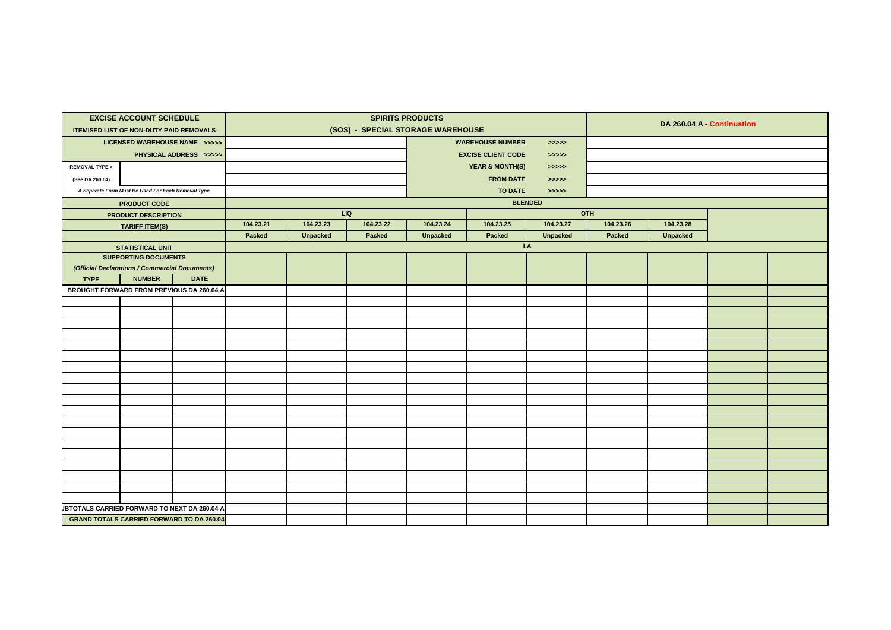| EXCISE ACCOUNT SCHEDULE<br>ITEMISED LIST OF NON-DUTY PAID REMOVALS | | | SPIRITS PRODUCTS<br>(SOS) - SPECIAL STORAGE WAREHOUSE | | | | | | | | DA 260.04 A - Continuation | |
|---|---|---|---|---|---|---|---|---|---|---|---|---|
| LICENSED WAREHOUSE NAME >>>>> | | | | | | | WAREHOUSE NUMBER >>>>> | | | | | |
| PHYSICAL ADDRESS >>>>> | | | | | | | EXCISE CLIENT CODE >>>>> | | | | | |
| REMOVAL TYPE > | | | | | | | YEAR & MONTH(S) >>>>> | | | | | |
| (See DA 260.04) | | | | | | | FROM DATE >>>>> | | | | | |
| *A Separate Form Must Be Used For Each Removal Type* | | | | | | | TO DATE >>>>> | | | | | |
| PRODUCT CODE | | | BLENDED | | | | | | | | | |
| PRODUCT DESCRIPTION | | | LIQ | | | | OTH | | | | | |
| TARIFF ITEM(S) | | | 104.23.21 | 104.23.23 | 104.23.22 | 104.23.24 | 104.23.25 | 104.23.27 | 104.23.26 | 104.23.28 | | |
| | | | Packed | Unpacked | Packed | Unpacked | Packed | Unpacked | Packed | Unpacked | | |
| STATISTICAL UNIT | | | LA | | | | | | | | | |
| SUPPORTING DOCUMENTS<br>*(Official Declarations / Commercial Documents)* | | | | | | | | | | | | |
| TYPE | NUMBER | DATE | | | | | | | | | | |
| BROUGHT FORWARD FROM PREVIOUS DA 260.04 A | | | | | | | | | | | | |
| | | | | | | | | | | | | |
| | | | | | | | | | | | | |
| | | | | | | | | | | | | |
| | | | | | | | | | | | | |
| | | | | | | | | | | | | |
| | | | | | | | | | | | | |
| | | | | | | | | | | | | |
| | | | | | | | | | | | | |
| | | | | | | | | | | | | |
| | | | | | | | | | | | | |
| | | | | | | | | | | | | |
| | | | | | | | | | | | | |
| | | | | | | | | | | | | |
| | | | | | | | | | | | | |
| | | | | | | | | | | | | |
| | | | | | | | | | | | | |
| | | | | | | | | | | | | |
| | | | | | | | | | | | | |
| | | | | | | | | | | | | |
| SUBTOTALS CARRIED FORWARD TO NEXT DA 260.04 A | | | | | | | | | | | | |
| GRAND TOTALS CARRIED FORWARD TO DA 260.04 | | | | | | | | | | | | |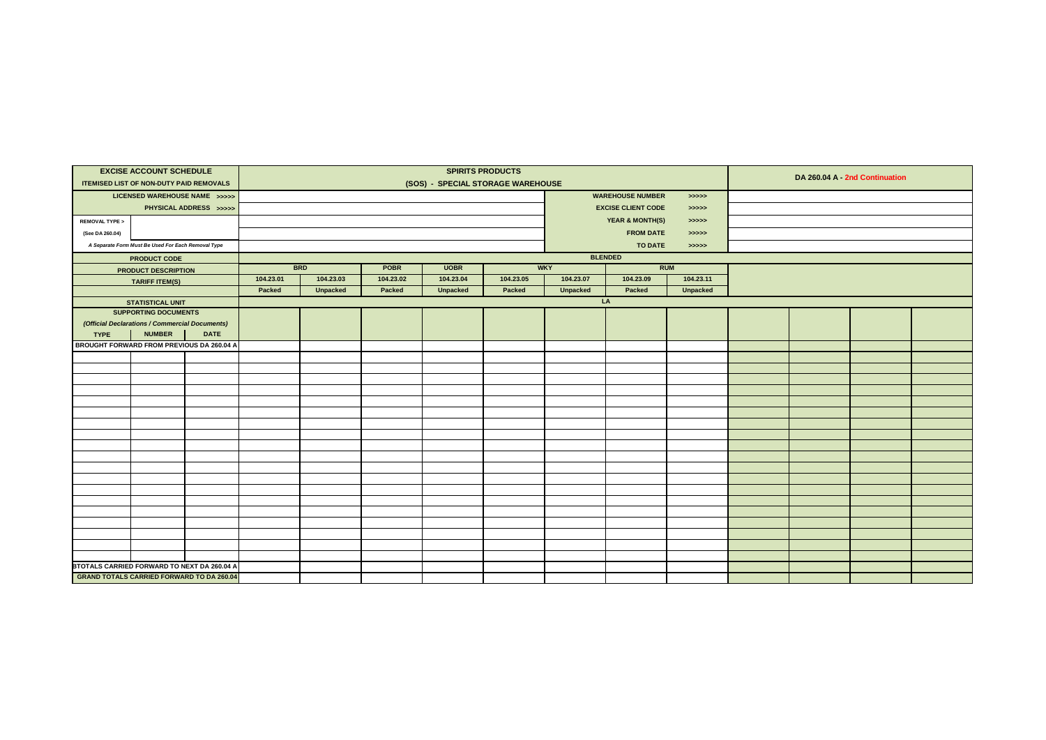| EXCISE ACCOUNT SCHEDULE<br>ITEMISED LIST OF NON-DUTY PAID REMOVALS | | | SPIRITS PRODUCTS<br>(SOS) - SPECIAL STORAGE WAREHOUSE | | | | | | | | DA 260.04 A - 2nd Continuation | | | |
|---|---|---|---|---|---|---|---|---|---|---|---|---|---|---|
| LICENSED WAREHOUSE NAME >>>>> | | | | | | | | | WAREHOUSE NUMBER | >>>>> | | | | |
| PHYSICAL ADDRESS >>>>> | | | | | | | | | EXCISE CLIENT CODE | >>>>> | | | | |
| REMOVAL TYPE > | | | | | | | | | YEAR & MONTH(S) | >>>>> | | | | |
| (See DA 260.04) | | | | | | | | | FROM DATE | >>>>> | | | | |
| *A Separate Form Must Be Used For Each Removal Type* | | | | | | | | | TO DATE | >>>>> | | | | |
| PRODUCT CODE | | | BLENDED | | | | | | | | | | | |
| PRODUCT DESCRIPTION | | | BRD | | POBR | UOBR | WKY | | RUM | | | | | |
| TARIFF ITEM(S) | | | 104.23.01 | 104.23.03 | 104.23.02 | 104.23.04 | 104.23.05 | 104.23.07 | 104.23.09 | 104.23.11 | | | | |
| | | | Packed | Unpacked | Packed | Unpacked | Packed | Unpacked | Packed | Unpacked | | | | |
| STATISTICAL UNIT | | | LA | | | | | | | | | | | |
| SUPPORTING DOCUMENTS<br>*(Official Declarations / Commercial Documents)* | | | | | | | | | | | | | | |
| TYPE | NUMBER | DATE | | | | | | | | | | | | |
| BROUGHT FORWARD FROM PREVIOUS DA 260.04 A | | | | | | | | | | | | | | |
| | | | | | | | | | | | | | | |
| | | | | | | | | | | | | | | |
| | | | | | | | | | | | | | | |
| | | | | | | | | | | | | | | |
| | | | | | | | | | | | | | | |
| | | | | | | | | | | | | | | |
| | | | | | | | | | | | | | | |
| | | | | | | | | | | | | | | |
| | | | | | | | | | | | | | | |
| | | | | | | | | | | | | | | |
| | | | | | | | | | | | | | | |
| | | | | | | | | | | | | | | |
| | | | | | | | | | | | | | | |
| | | | | | | | | | | | | | | |
| | | | | | | | | | | | | | | |
| | | | | | | | | | | | | | | |
| | | | | | | | | | | | | | | |
| | | | | | | | | | | | | | | |
| BTOTALS CARRIED FORWARD TO NEXT DA 260.04 A | | | | | | | | | | | | | | |
| GRAND TOTALS CARRIED FORWARD TO DA 260.04 | | | | | | | | | | | | | | |